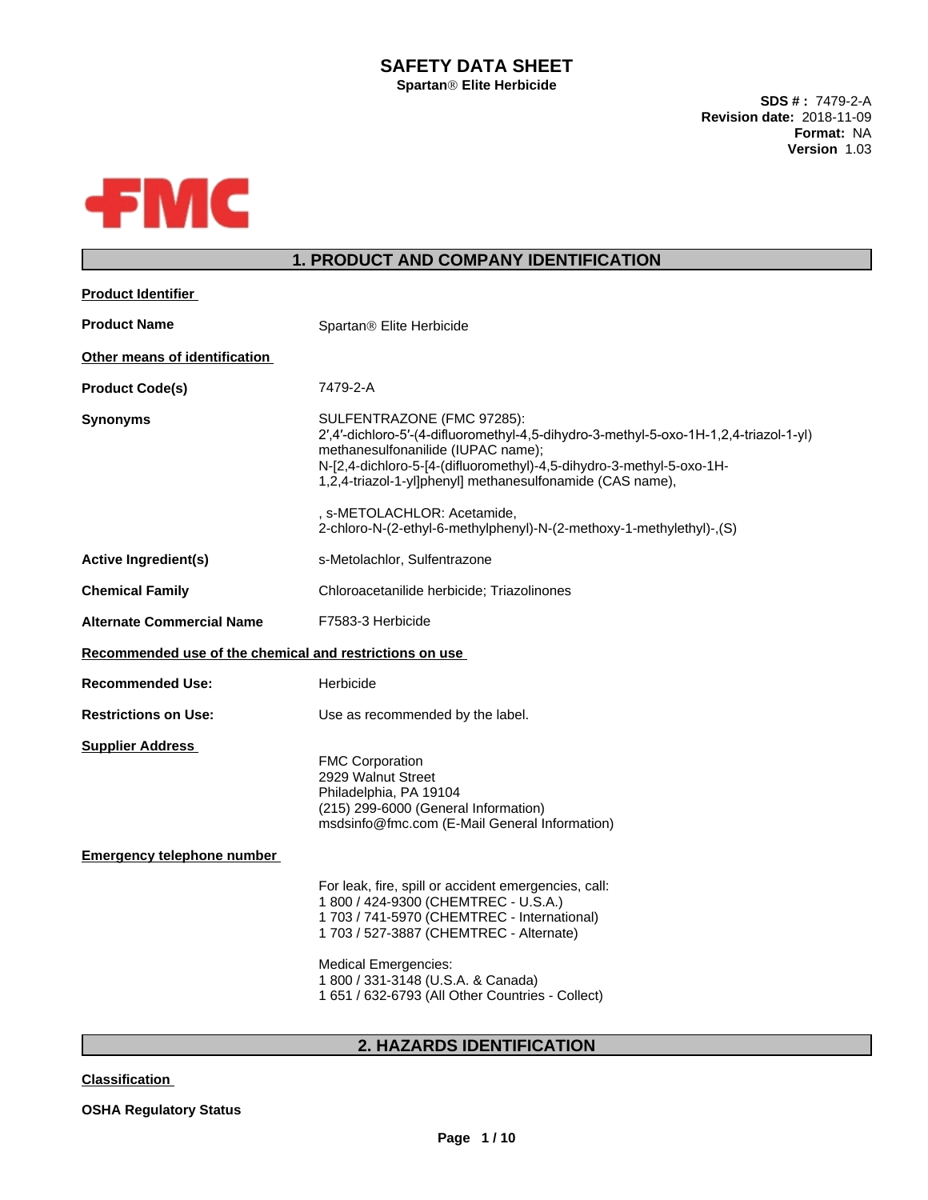# SAFETY DATA SHEET

**Spartan® Elite Herbicide**

**SDS # :** 7479-2-A
**Revision date:** 2018-11-09
**Format:** NA
**Version** 1.03

## 1. PRODUCT AND COMPANY IDENTIFICATION

**Product Identifier**

**Product Name** Spartan® Elite Herbicide

**Other means of identification**

**Product Code(s)** 7479-2-A

**Synonyms** SULFENTRAZONE (FMC 97285):
2′,4′-dichloro-5′-(4-difluoromethyl-4,5-dihydro-3-methyl-5-oxo-1H-1,2,4-triazol-1-yl) methanesulfonanilide (IUPAC name);
N-[2,4-dichloro-5-[4-(difluoromethyl)-4,5-dihydro-3-methyl-5-oxo-1H-1,2,4-triazol-1-yl]phenyl] methanesulfonamide (CAS name),

, s-METOLACHLOR: Acetamide, 2-chloro-N-(2-ethyl-6-methylphenyl)-N-(2-methoxy-1-methylethyl)-,(S)

**Active Ingredient(s)** s-Metolachlor, Sulfentrazone

**Chemical Family** Chloroacetanilide herbicide; Triazolinones

**Alternate Commercial Name** F7583-3 Herbicide

**Recommended use of the chemical and restrictions on use**

**Recommended Use:** Herbicide

**Restrictions on Use:** Use as recommended by the label.

**Supplier Address**

FMC Corporation
2929 Walnut Street
Philadelphia, PA 19104
(215) 299-6000 (General Information)
msdsinfo@fmc.com (E-Mail General Information)

**Emergency telephone number**

For leak, fire, spill or accident emergencies, call:
1 800 / 424-9300 (CHEMTREC - U.S.A.)
1 703 / 741-5970 (CHEMTREC - International)
1 703 / 527-3887 (CHEMTREC - Alternate)

Medical Emergencies:
1 800 / 331-3148 (U.S.A. & Canada)
1 651 / 632-6793 (All Other Countries - Collect)

## 2. HAZARDS IDENTIFICATION

**Classification**

**OSHA Regulatory Status**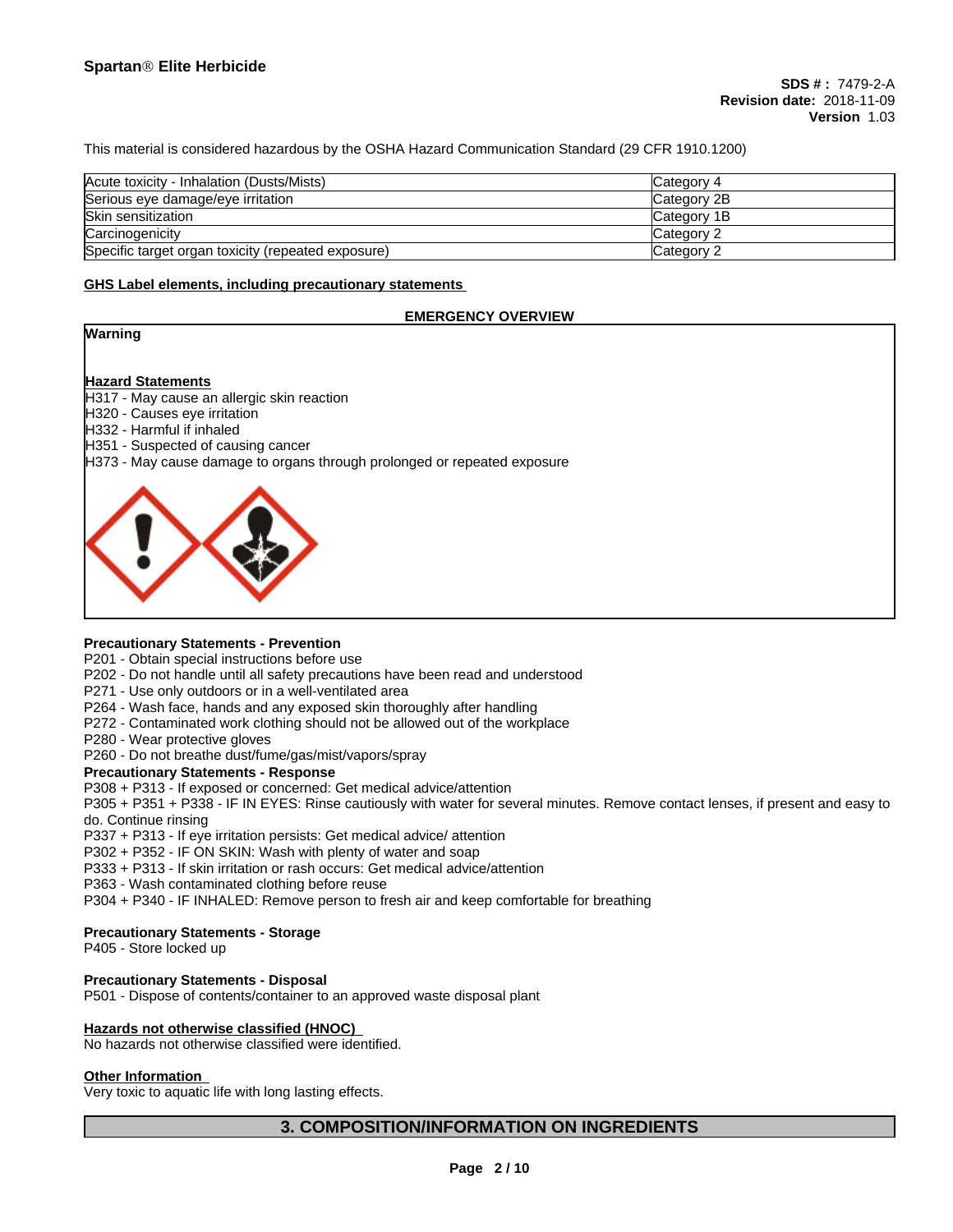This material is considered hazardous by the OSHA Hazard Communication Standard (29 CFR 1910.1200)

| Acute toxicity - Inhalation (Dusts/Mists) | Category 4 |
|---|---|
| Serious eye damage/eye irritation | Category 2B |
| Skin sensitization | Category 1B |
| Carcinogenicity | Category 2 |
| Specific target organ toxicity (repeated exposure) | Category 2 |

**GHS Label elements, including precautionary statements**

**EMERGENCY OVERVIEW**

**Warning**

**Hazard Statements**

H317 - May cause an allergic skin reaction
H320 - Causes eye irritation
H332 - Harmful if inhaled
H351 - Suspected of causing cancer
H373 - May cause damage to organs through prolonged or repeated exposure

**Precautionary Statements - Prevention**

P201 - Obtain special instructions before use
P202 - Do not handle until all safety precautions have been read and understood
P271 - Use only outdoors or in a well-ventilated area
P264 - Wash face, hands and any exposed skin thoroughly after handling
P272 - Contaminated work clothing should not be allowed out of the workplace
P280 - Wear protective gloves
P260 - Do not breathe dust/fume/gas/mist/vapors/spray

**Precautionary Statements - Response**

P308 + P313 - If exposed or concerned: Get medical advice/attention
P305 + P351 + P338 - IF IN EYES: Rinse cautiously with water for several minutes. Remove contact lenses, if present and easy to do. Continue rinsing
P337 + P313 - If eye irritation persists: Get medical advice/ attention
P302 + P352 - IF ON SKIN: Wash with plenty of water and soap
P333 + P313 - If skin irritation or rash occurs: Get medical advice/attention
P363 - Wash contaminated clothing before reuse
P304 + P340 - IF INHALED: Remove person to fresh air and keep comfortable for breathing

**Precautionary Statements - Storage**

P405 - Store locked up

**Precautionary Statements - Disposal**

P501 - Dispose of contents/container to an approved waste disposal plant

**Hazards not otherwise classified (HNOC)**

No hazards not otherwise classified were identified.

**Other Information**

Very toxic to aquatic life with long lasting effects.

## 3. COMPOSITION/INFORMATION ON INGREDIENTS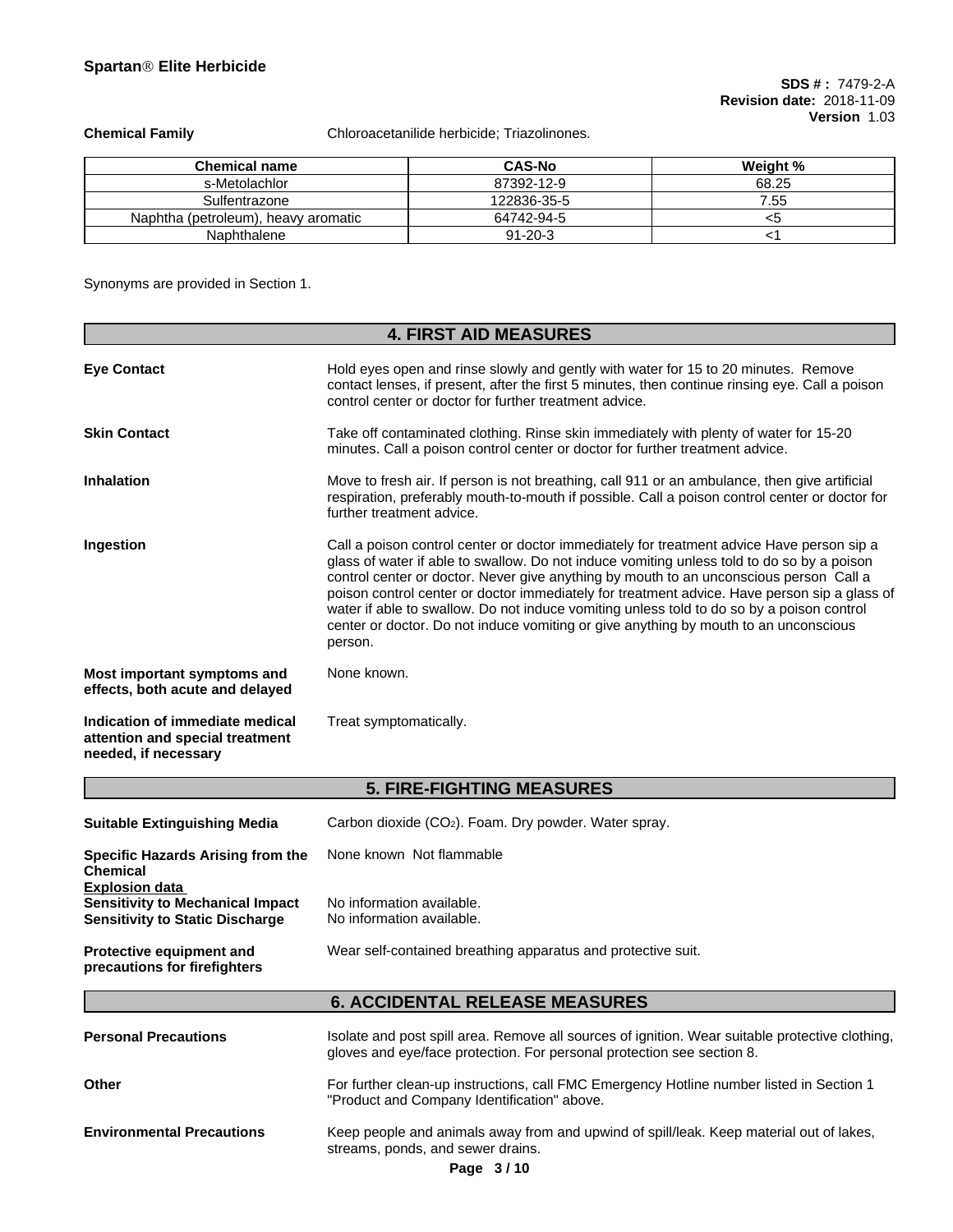**Chemical Family** Chloroacetanilide herbicide; Triazolinones.

| Chemical name | CAS-No | Weight % |
|---|---|---|
| s-Metolachlor | 87392-12-9 | 68.25 |
| Sulfentrazone | 122836-35-5 | 7.55 |
| Naphtha (petroleum), heavy aromatic | 64742-94-5 | <5 |
| Naphthalene | 91-20-3 | <1 |

Synonyms are provided in Section 1.

## 4. FIRST AID MEASURES

**Eye Contact**
Hold eyes open and rinse slowly and gently with water for 15 to 20 minutes. Remove contact lenses, if present, after the first 5 minutes, then continue rinsing eye. Call a poison control center or doctor for further treatment advice.

**Skin Contact**
Take off contaminated clothing. Rinse skin immediately with plenty of water for 15-20 minutes. Call a poison control center or doctor for further treatment advice.

**Inhalation**
Move to fresh air. If person is not breathing, call 911 or an ambulance, then give artificial respiration, preferably mouth-to-mouth if possible. Call a poison control center or doctor for further treatment advice.

**Ingestion**
Call a poison control center or doctor immediately for treatment advice Have person sip a glass of water if able to swallow. Do not induce vomiting unless told to do so by a poison control center or doctor. Never give anything by mouth to an unconscious person Call a poison control center or doctor immediately for treatment advice. Have person sip a glass of water if able to swallow. Do not induce vomiting unless told to do so by a poison control center or doctor. Do not induce vomiting or give anything by mouth to an unconscious person.

**Most important symptoms and effects, both acute and delayed**
None known.

**Indication of immediate medical attention and special treatment needed, if necessary**
Treat symptomatically.

## 5. FIRE-FIGHTING MEASURES

**Suitable Extinguishing Media**
Carbon dioxide ($CO_2$). Foam. Dry powder. Water spray.

**Specific Hazards Arising from the Chemical**
None known Not flammable

**Explosion data**

**Sensitivity to Mechanical Impact** No information available.

**Sensitivity to Static Discharge** No information available.

**Protective equipment and precautions for firefighters**
Wear self-contained breathing apparatus and protective suit.

## 6. ACCIDENTAL RELEASE MEASURES

**Personal Precautions**
Isolate and post spill area. Remove all sources of ignition. Wear suitable protective clothing, gloves and eye/face protection. For personal protection see section 8.

**Other**
For further clean-up instructions, call FMC Emergency Hotline number listed in Section 1 "Product and Company Identification" above.

**Environmental Precautions**
Keep people and animals away from and upwind of spill/leak. Keep material out of lakes, streams, ponds, and sewer drains.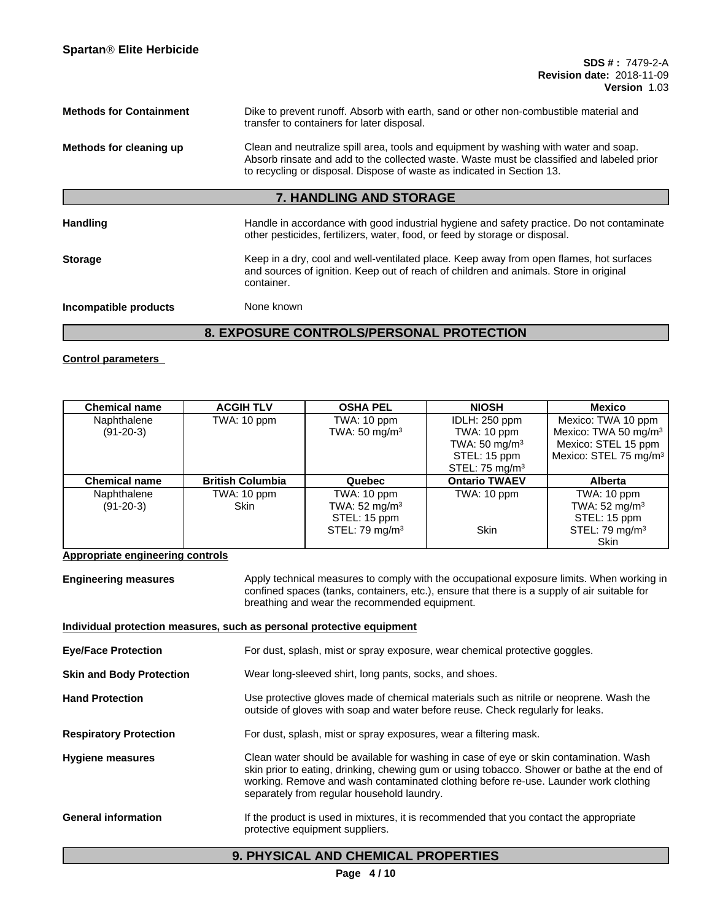**Methods for Containment** Dike to prevent runoff. Absorb with earth, sand or other non-combustible material and transfer to containers for later disposal.

**Methods for cleaning up** Clean and neutralize spill area, tools and equipment by washing with water and soap. Absorb rinsate and add to the collected waste. Waste must be classified and labeled prior to recycling or disposal. Dispose of waste as indicated in Section 13.

## 7. HANDLING AND STORAGE

**Handling** Handle in accordance with good industrial hygiene and safety practice. Do not contaminate other pesticides, fertilizers, water, food, or feed by storage or disposal.

**Storage** Keep in a dry, cool and well-ventilated place. Keep away from open flames, hot surfaces and sources of ignition. Keep out of reach of children and animals. Store in original container.

**Incompatible products** None known

## 8. EXPOSURE CONTROLS/PERSONAL PROTECTION

**Control parameters**

| Chemical name | ACGIH TLV | OSHA PEL | NIOSH | Mexico |
|---|---|---|---|---|
| Naphthalene (91-20-3) | TWA: 10 ppm | TWA: 10 ppm<br>TWA: 50 mg/m³ | IDLH: 250 ppm<br>TWA: 10 ppm<br>TWA: 50 mg/m³<br>STEL: 15 ppm<br>STEL: 75 mg/m³ | Mexico: TWA 10 ppm<br>Mexico: TWA 50 mg/m³<br>Mexico: STEL 15 ppm<br>Mexico: STEL 75 mg/m³ |
| **Chemical name** | **British Columbia** | **Quebec** | **Ontario TWAEV** | **Alberta** |
| Naphthalene (91-20-3) | TWA: 10 ppm<br>Skin | TWA: 10 ppm<br>TWA: 52 mg/m³<br>STEL: 15 ppm<br>STEL: 79 mg/m³ | TWA: 10 ppm<br>Skin | TWA: 10 ppm<br>TWA: 52 mg/m³<br>STEL: 15 ppm<br>STEL: 79 mg/m³<br>Skin |

**Appropriate engineering controls**

**Engineering measures** Apply technical measures to comply with the occupational exposure limits. When working in confined spaces (tanks, containers, etc.), ensure that there is a supply of air suitable for breathing and wear the recommended equipment.

**Individual protection measures, such as personal protective equipment**

**Eye/Face Protection** For dust, splash, mist or spray exposure, wear chemical protective goggles.

**Skin and Body Protection** Wear long-sleeved shirt, long pants, socks, and shoes.

**Hand Protection** Use protective gloves made of chemical materials such as nitrile or neoprene. Wash the outside of gloves with soap and water before reuse. Check regularly for leaks.

**Respiratory Protection** For dust, splash, mist or spray exposures, wear a filtering mask.

**Hygiene measures** Clean water should be available for washing in case of eye or skin contamination. Wash skin prior to eating, drinking, chewing gum or using tobacco. Shower or bathe at the end of working. Remove and wash contaminated clothing before re-use. Launder work clothing separately from regular household laundry.

**General information** If the product is used in mixtures, it is recommended that you contact the appropriate protective equipment suppliers.

## 9. PHYSICAL AND CHEMICAL PROPERTIES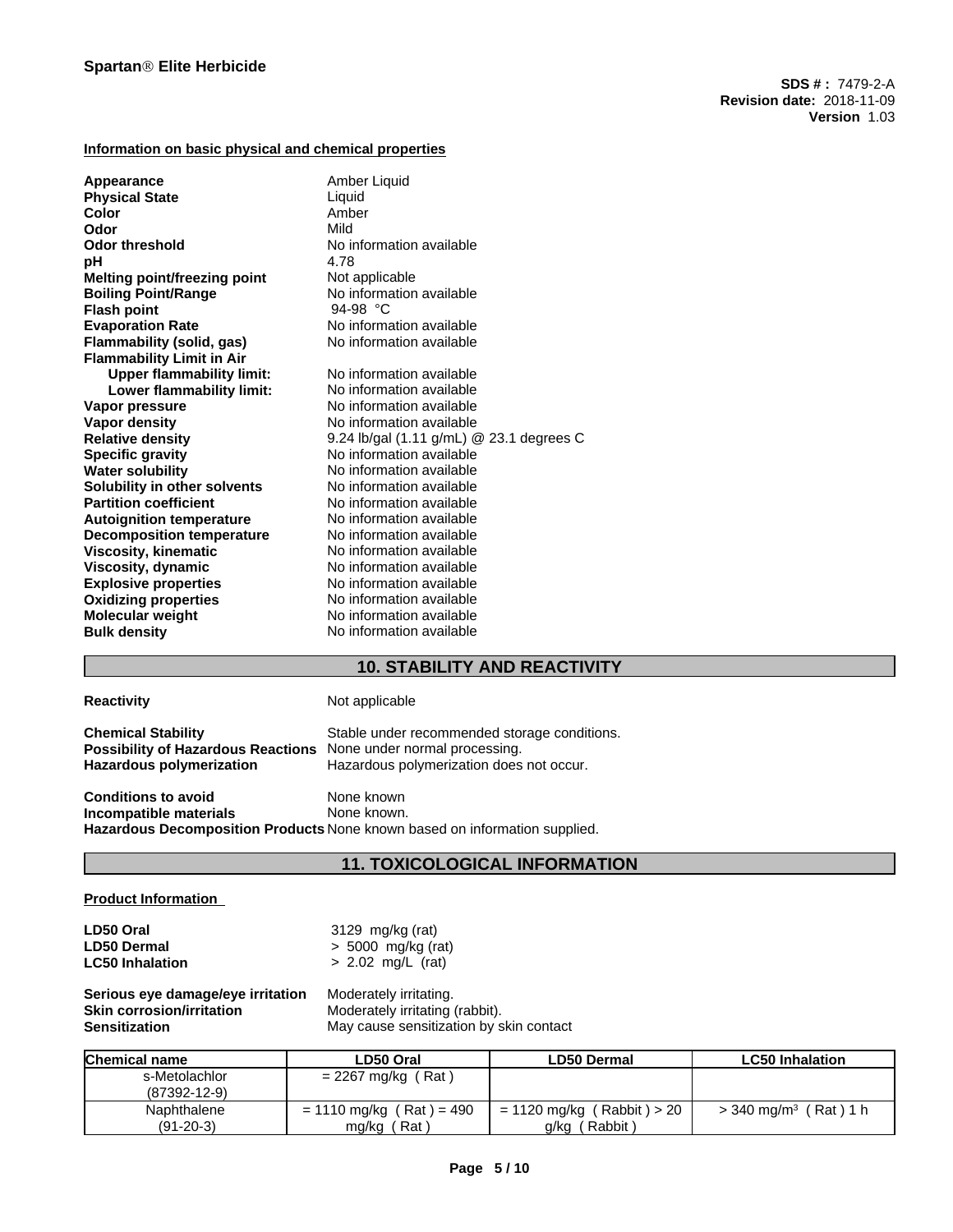#### Information on basic physical and chemical properties

| | |
|---|---|
| **Appearance** | Amber Liquid |
| **Physical State** | Liquid |
| **Color** | Amber |
| **Odor** | Mild |
| **Odor threshold** | No information available |
| **pH** | 4.78 |
| **Melting point/freezing point** | Not applicable |
| **Boiling Point/Range** | No information available |
| **Flash point** | 94-98 °C |
| **Evaporation Rate** | No information available |
| **Flammability (solid, gas)** | No information available |
| **Flammability Limit in Air** | |
| **Upper flammability limit:** | No information available |
| **Lower flammability limit:** | No information available |
| **Vapor pressure** | No information available |
| **Vapor density** | No information available |
| **Relative density** | 9.24 lb/gal (1.11 g/mL) @ 23.1 degrees C |
| **Specific gravity** | No information available |
| **Water solubility** | No information available |
| **Solubility in other solvents** | No information available |
| **Partition coefficient** | No information available |
| **Autoignition temperature** | No information available |
| **Decomposition temperature** | No information available |
| **Viscosity, kinematic** | No information available |
| **Viscosity, dynamic** | No information available |
| **Explosive properties** | No information available |
| **Oxidizing properties** | No information available |
| **Molecular weight** | No information available |
| **Bulk density** | No information available |

## 10. STABILITY AND REACTIVITY

**Reactivity** Not applicable

**Chemical Stability** Stable under recommended storage conditions.
**Possibility of Hazardous Reactions** None under normal processing.
**Hazardous polymerization** Hazardous polymerization does not occur.

**Conditions to avoid** None known
**Incompatible materials** None known.
**Hazardous Decomposition Products** None known based on information supplied.

## 11. TOXICOLOGICAL INFORMATION

#### Product Information

**LD50 Oral** 3129 mg/kg (rat)
**LD50 Dermal** > 5000 mg/kg (rat)
**LC50 Inhalation** > 2.02 mg/L (rat)

**Serious eye damage/eye irritation** Moderately irritating.
**Skin corrosion/irritation** Moderately irritating (rabbit).
**Sensitization** May cause sensitization by skin contact

| Chemical name | LD50 Oral | LD50 Dermal | LC50 Inhalation |
|---|---|---|---|
| s-Metolachlor (87392-12-9) | = 2267 mg/kg ( Rat ) | | |
| Naphthalene (91-20-3) | = 1110 mg/kg ( Rat ) = 490 mg/kg ( Rat ) | = 1120 mg/kg ( Rabbit ) > 20 g/kg ( Rabbit ) | > 340 mg/m³ ( Rat ) 1 h |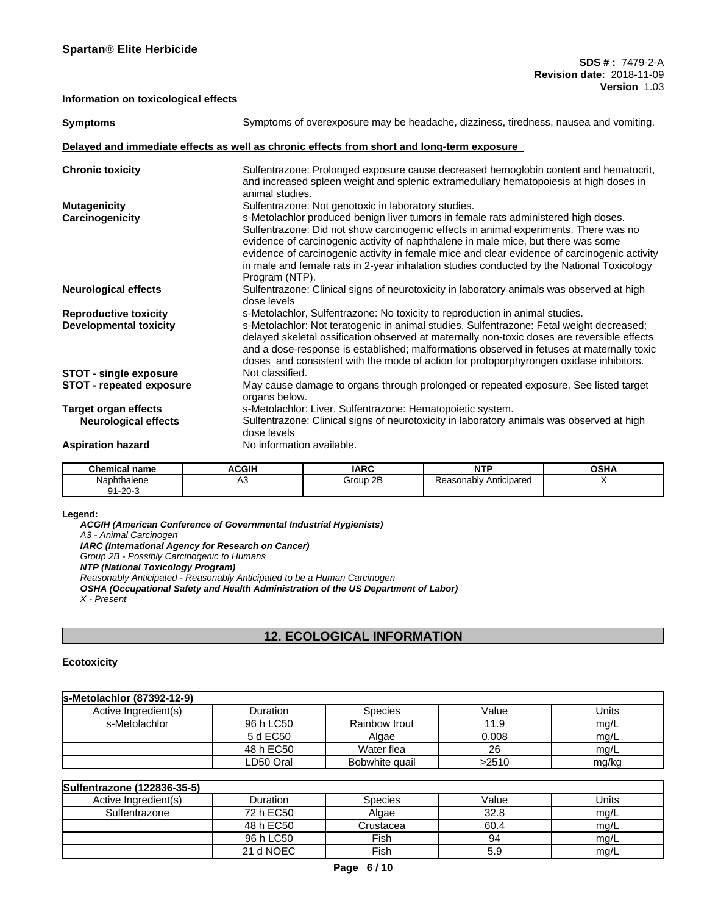**Information on toxicological effects**

| | |
|---|---|
| **Symptoms** | Symptoms of overexposure may be headache, dizziness, tiredness, nausea and vomiting. |

**Delayed and immediate effects as well as chronic effects from short and long-term exposure**

| | |
|---|---|
| **Chronic toxicity** | Sulfentrazone: Prolonged exposure cause decreased hemoglobin content and hematocrit, and increased spleen weight and splenic extramedullary hematopoiesis at high doses in animal studies. |
| **Mutagenicity** | Sulfentrazone: Not genotoxic in laboratory studies. |
| **Carcinogenicity** | s-Metolachlor produced benign liver tumors in female rats administered high doses. Sulfentrazone: Did not show carcinogenic effects in animal experiments. There was no evidence of carcinogenic activity of naphthalene in male mice, but there was some evidence of carcinogenic activity in female mice and clear evidence of carcinogenic activity in male and female rats in 2-year inhalation studies conducted by the National Toxicology Program (NTP). |
| **Neurological effects** | Sulfentrazone: Clinical signs of neurotoxicity in laboratory animals was observed at high dose levels |
| **Reproductive toxicity** | s-Metolachlor, Sulfentrazone: No toxicity to reproduction in animal studies. |
| **Developmental toxicity** | s-Metolachlor: Not teratogenic in animal studies. Sulfentrazone: Fetal weight decreased; delayed skeletal ossification observed at maternally non-toxic doses are reversible effects and a dose-response is established; malformations observed in fetuses at maternally toxic doses and consistent with the mode of action for protoporphyrongen oxidase inhibitors. |
| **STOT - single exposure** | Not classified. |
| **STOT - repeated exposure** | May cause damage to organs through prolonged or repeated exposure. See listed target organs below. |
| **Target organ effects** | s-Metolachlor: Liver. Sulfentrazone: Hematopoietic system. |
| **Neurological effects** | Sulfentrazone: Clinical signs of neurotoxicity in laboratory animals was observed at high dose levels |
| **Aspiration hazard** | No information available. |

| Chemical name | ACGIH | IARC | NTP | OSHA |
|---|---|---|---|---|
| Naphthalene 91-20-3 | A3 | Group 2B | Reasonably Anticipated | X |

**Legend:**

***ACGIH (American Conference of Governmental Industrial Hygienists)***
*A3 - Animal Carcinogen*
***IARC (International Agency for Research on Cancer)***
*Group 2B - Possibly Carcinogenic to Humans*
***NTP (National Toxicology Program)***
*Reasonably Anticipated - Reasonably Anticipated to be a Human Carcinogen*
***OSHA (Occupational Safety and Health Administration of the US Department of Labor)***
*X - Present*

## 12. ECOLOGICAL INFORMATION

**Ecotoxicity**

| s-Metolachlor (87392-12-9) | | | | |
|---|---|---|---|---|
| Active Ingredient(s) | Duration | Species | Value | Units |
| s-Metolachlor | 96 h LC50 | Rainbow trout | 11.9 | mg/L |
| | 5 d EC50 | Algae | 0.008 | mg/L |
| | 48 h EC50 | Water flea | 26 | mg/L |
| | LD50 Oral | Bobwhite quail | >2510 | mg/kg |

| Sulfentrazone (122836-35-5) | | | | |
|---|---|---|---|---|
| Active Ingredient(s) | Duration | Species | Value | Units |
| Sulfentrazone | 72 h EC50 | Algae | 32.8 | mg/L |
| | 48 h EC50 | Crustacea | 60.4 | mg/L |
| | 96 h LC50 | Fish | 94 | mg/L |
| | 21 d NOEC | Fish | 5.9 | mg/L |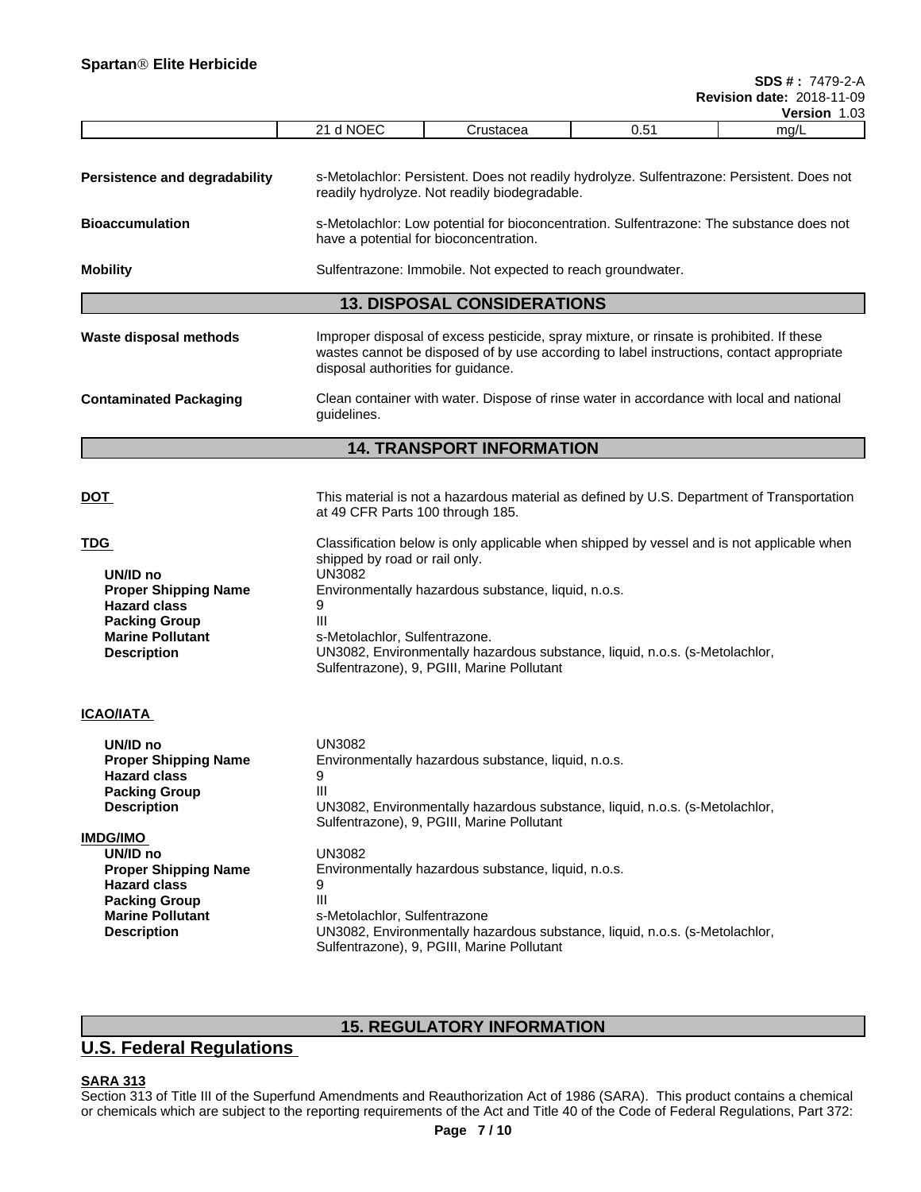| | 21 d NOEC | Crustacea | 0.51 | mg/L |
|---|---|---|---|---|

**Persistence and degradability** s-Metolachlor: Persistent. Does not readily hydrolyze. Sulfentrazone: Persistent. Does not readily hydrolyze. Not readily biodegradable.

**Bioaccumulation** s-Metolachlor: Low potential for bioconcentration. Sulfentrazone: The substance does not have a potential for bioconcentration.

**Mobility** Sulfentrazone: Immobile. Not expected to reach groundwater.

## 13. DISPOSAL CONSIDERATIONS

**Waste disposal methods** Improper disposal of excess pesticide, spray mixture, or rinsate is prohibited. If these wastes cannot be disposed of by use according to label instructions, contact appropriate disposal authorities for guidance.

**Contaminated Packaging** Clean container with water. Dispose of rinse water in accordance with local and national guidelines.

## 14. TRANSPORT INFORMATION

**DOT** This material is not a hazardous material as defined by U.S. Department of Transportation at 49 CFR Parts 100 through 185.

**TDG** Classification below is only applicable when shipped by vessel and is not applicable when shipped by road or rail only.

- **UN/ID no** UN3082
- **Proper Shipping Name** Environmentally hazardous substance, liquid, n.o.s.
- **Hazard class** 9
- **Packing Group** III
- **Marine Pollutant** s-Metolachlor, Sulfentrazone.
- **Description** UN3082, Environmentally hazardous substance, liquid, n.o.s. (s-Metolachlor, Sulfentrazone), 9, PGIII, Marine Pollutant

**ICAO/IATA**

- **UN/ID no** UN3082
- **Proper Shipping Name** Environmentally hazardous substance, liquid, n.o.s.
- **Hazard class** 9
- **Packing Group** III
- **Description** UN3082, Environmentally hazardous substance, liquid, n.o.s. (s-Metolachlor, Sulfentrazone), 9, PGIII, Marine Pollutant

**IMDG/IMO**

- **UN/ID no** UN3082
- **Proper Shipping Name** Environmentally hazardous substance, liquid, n.o.s.
- **Hazard class** 9
- **Packing Group** III
- **Marine Pollutant** s-Metolachlor, Sulfentrazone
- **Description** UN3082, Environmentally hazardous substance, liquid, n.o.s. (s-Metolachlor, Sulfentrazone), 9, PGIII, Marine Pollutant

## 15. REGULATORY INFORMATION

## U.S. Federal Regulations

**SARA 313**

Section 313 of Title III of the Superfund Amendments and Reauthorization Act of 1986 (SARA). This product contains a chemical or chemicals which are subject to the reporting requirements of the Act and Title 40 of the Code of Federal Regulations, Part 372: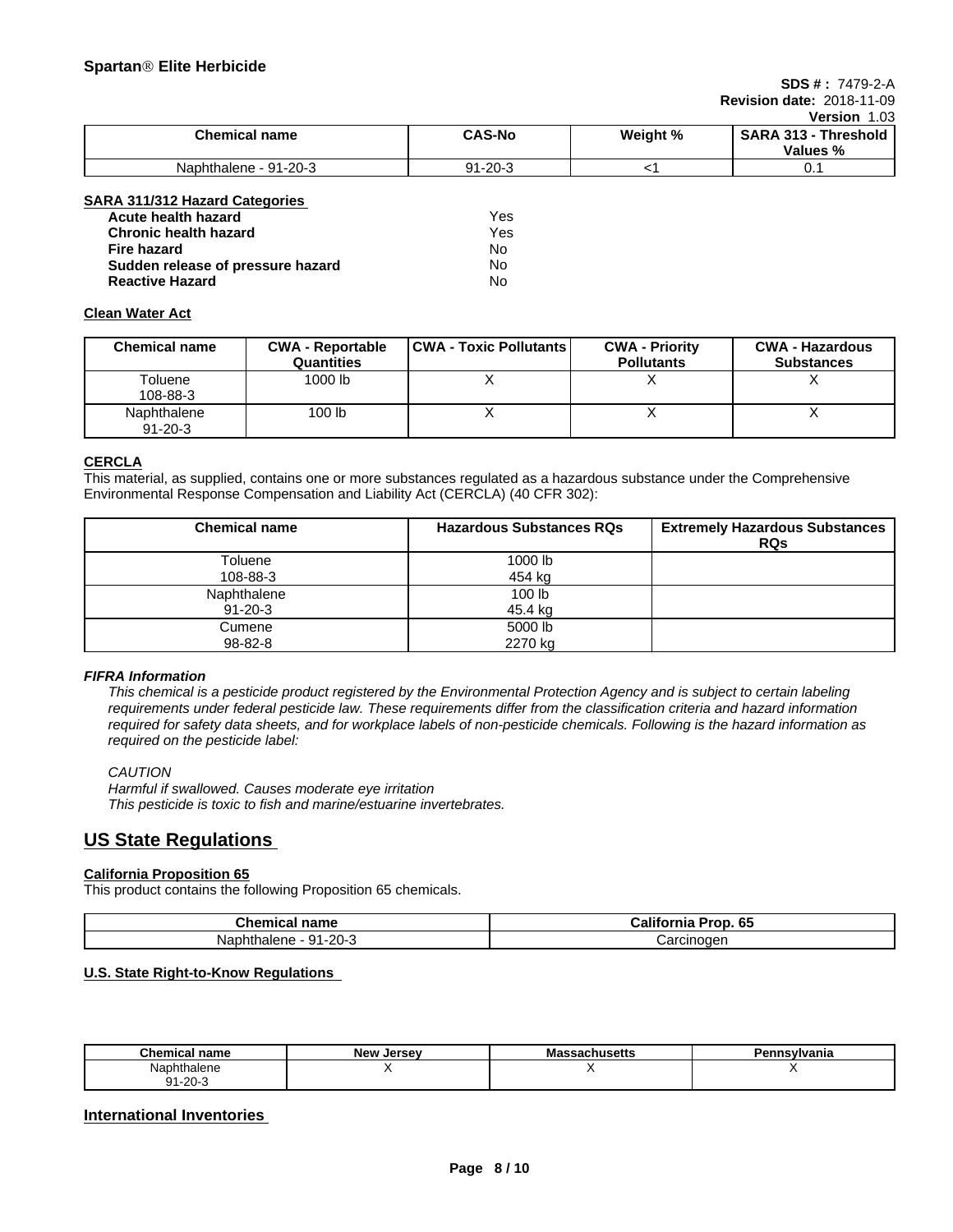| Chemical name | CAS-No | Weight % | SARA 313 - Threshold Values % |
|---|---|---|---|
| Naphthalene - 91-20-3 | 91-20-3 | <1 | 0.1 |

**SARA 311/312 Hazard Categories**

| | |
|---|---|
| **Acute health hazard** | Yes |
| **Chronic health hazard** | Yes |
| **Fire hazard** | No |
| **Sudden release of pressure hazard** | No |
| **Reactive Hazard** | No |

**Clean Water Act**

| Chemical name | CWA - Reportable Quantities | CWA - Toxic Pollutants | CWA - Priority Pollutants | CWA - Hazardous Substances |
|---|---|---|---|---|
| Toluene 108-88-3 | 1000 lb | X | X | X |
| Naphthalene 91-20-3 | 100 lb | X | X | X |

**CERCLA**

This material, as supplied, contains one or more substances regulated as a hazardous substance under the Comprehensive Environmental Response Compensation and Liability Act (CERCLA) (40 CFR 302):

| Chemical name | Hazardous Substances RQs | Extremely Hazardous Substances RQs |
|---|---|---|
| Toluene 108-88-3 | 1000 lb 454 kg | |
| Naphthalene 91-20-3 | 100 lb 45.4 kg | |
| Cumene 98-82-8 | 5000 lb 2270 kg | |

***FIFRA Information***

*This chemical is a pesticide product registered by the Environmental Protection Agency and is subject to certain labeling requirements under federal pesticide law. These requirements differ from the classification criteria and hazard information required for safety data sheets, and for workplace labels of non-pesticide chemicals. Following is the hazard information as required on the pesticide label:*

*CAUTION*
*Harmful if swallowed. Causes moderate eye irritation*
*This pesticide is toxic to fish and marine/estuarine invertebrates.*

## US State Regulations

**California Proposition 65**

This product contains the following Proposition 65 chemicals.

| Chemical name | California Prop. 65 |
|---|---|
| Naphthalene - 91-20-3 | Carcinogen |

**U.S. State Right-to-Know Regulations**

| Chemical name | New Jersey | Massachusetts | Pennsylvania |
|---|---|---|---|
| Naphthalene 91-20-3 | X | X | X |

**International Inventories**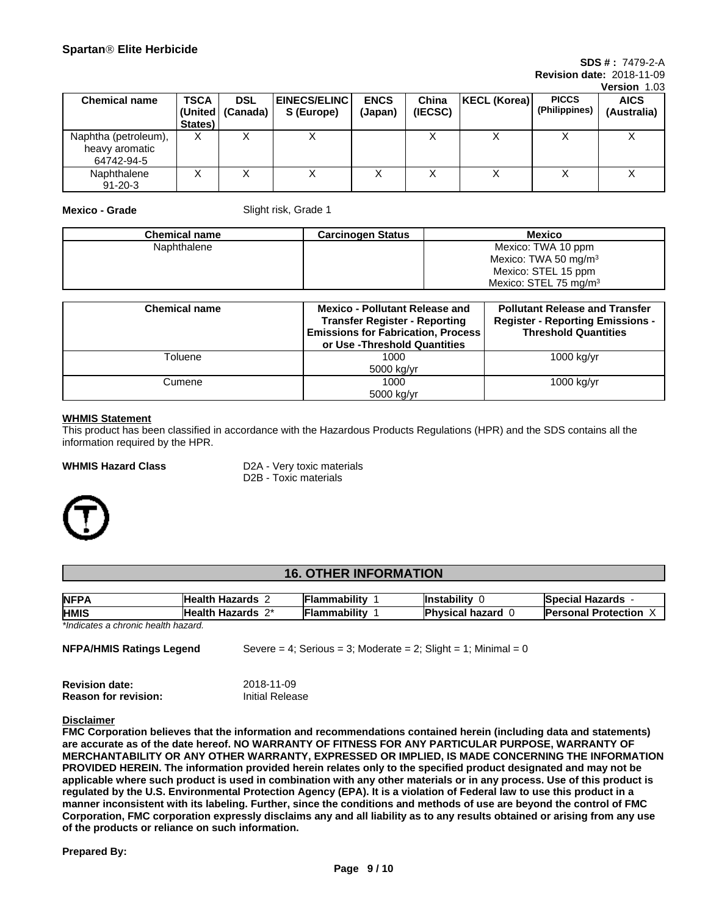| Chemical name | TSCA (United States) | DSL (Canada) | EINECS/ELINCS (Europe) | ENCS (Japan) | China (IECSC) | KECL (Korea) | PICCS (Philippines) | AICS (Australia) |
|---|---|---|---|---|---|---|---|---|
| Naphtha (petroleum), heavy aromatic 64742-94-5 | X | X | X | | X | X | X | X |
| Naphthalene 91-20-3 | X | X | X | X | X | X | X | X |

**Mexico - Grade** Slight risk, Grade 1

| Chemical name | Carcinogen Status | Mexico |
|---|---|---|
| Naphthalene | | Mexico: TWA 10 ppm<br>Mexico: TWA 50 mg/m$^3$<br>Mexico: STEL 15 ppm<br>Mexico: STEL 75 mg/m$^3$ |

| Chemical name | Mexico - Pollutant Release and Transfer Register - Reporting Emissions for Fabrication, Process or Use -Threshold Quantities | Pollutant Release and Transfer Register - Reporting Emissions - Threshold Quantities |
|---|---|---|
| Toluene | 1000<br>5000 kg/yr | 1000 kg/yr |
| Cumene | 1000<br>5000 kg/yr | 1000 kg/yr |

**WHMIS Statement**

This product has been classified in accordance with the Hazardous Products Regulations (HPR) and the SDS contains all the information required by the HPR.

**WHMIS Hazard Class** D2A - Very toxic materials
D2B - Toxic materials

## 16. OTHER INFORMATION

| NFPA | Health Hazards 2 | Flammability 1 | Instability 0 | Special Hazards - |
|---|---|---|---|---|
| HMIS | Health Hazards 2* | Flammability 1 | Physical hazard 0 | Personal Protection X |

*\*Indicates a chronic health hazard.*

**NFPA/HMIS Ratings Legend** Severe = 4; Serious = 3; Moderate = 2; Slight = 1; Minimal = 0

**Revision date:** 2018-11-09
**Reason for revision:** Initial Release

**Disclaimer**

**FMC Corporation believes that the information and recommendations contained herein (including data and statements) are accurate as of the date hereof. NO WARRANTY OF FITNESS FOR ANY PARTICULAR PURPOSE, WARRANTY OF MERCHANTABILITY OR ANY OTHER WARRANTY, EXPRESSED OR IMPLIED, IS MADE CONCERNING THE INFORMATION PROVIDED HEREIN. The information provided herein relates only to the specified product designated and may not be applicable where such product is used in combination with any other materials or in any process. Use of this product is regulated by the U.S. Environmental Protection Agency (EPA). It is a violation of Federal law to use this product in a manner inconsistent with its labeling. Further, since the conditions and methods of use are beyond the control of FMC Corporation, FMC corporation expressly disclaims any and all liability as to any results obtained or arising from any use of the products or reliance on such information.**

**Prepared By:**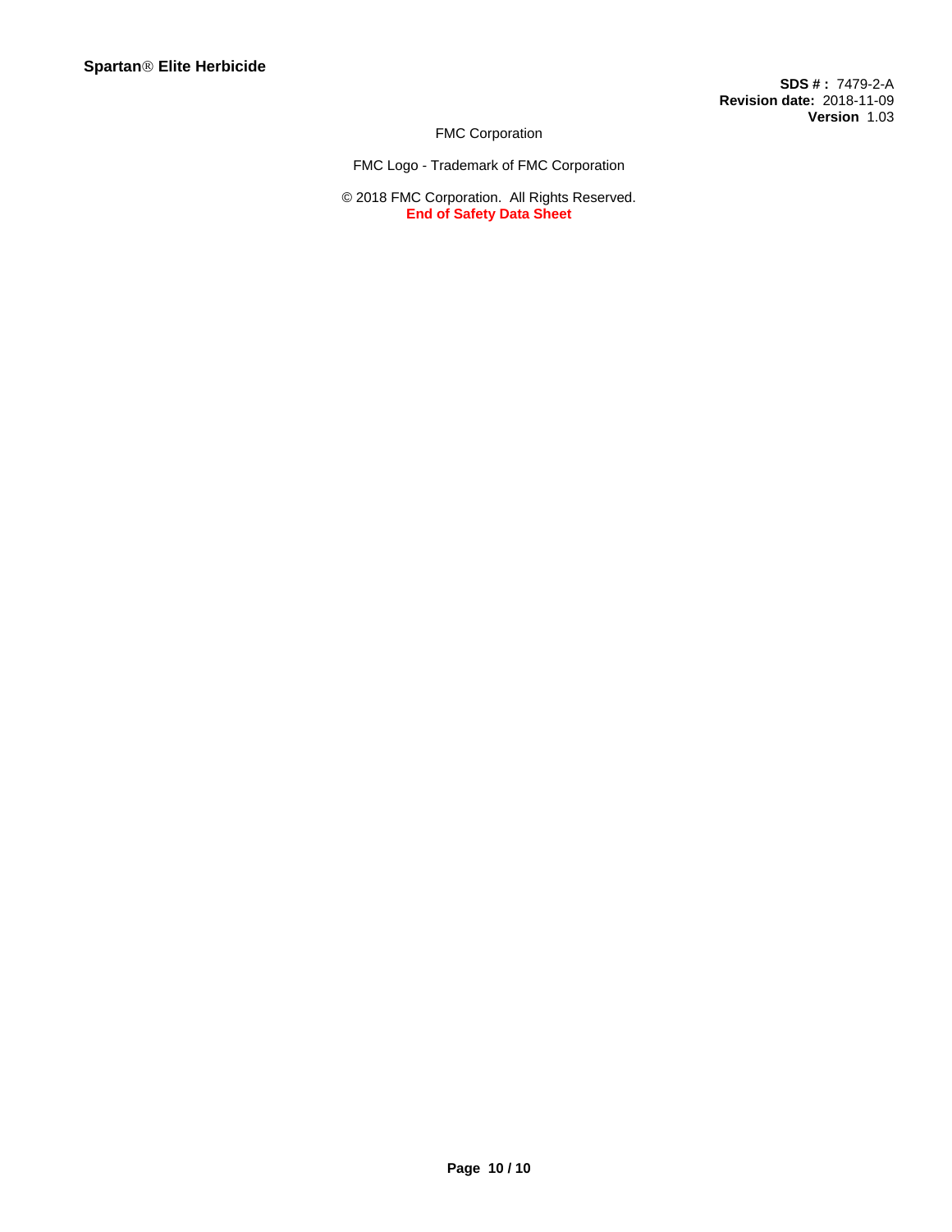FMC Corporation

FMC Logo - Trademark of FMC Corporation

© 2018 FMC Corporation.  All Rights Reserved.

**End of Safety Data Sheet**